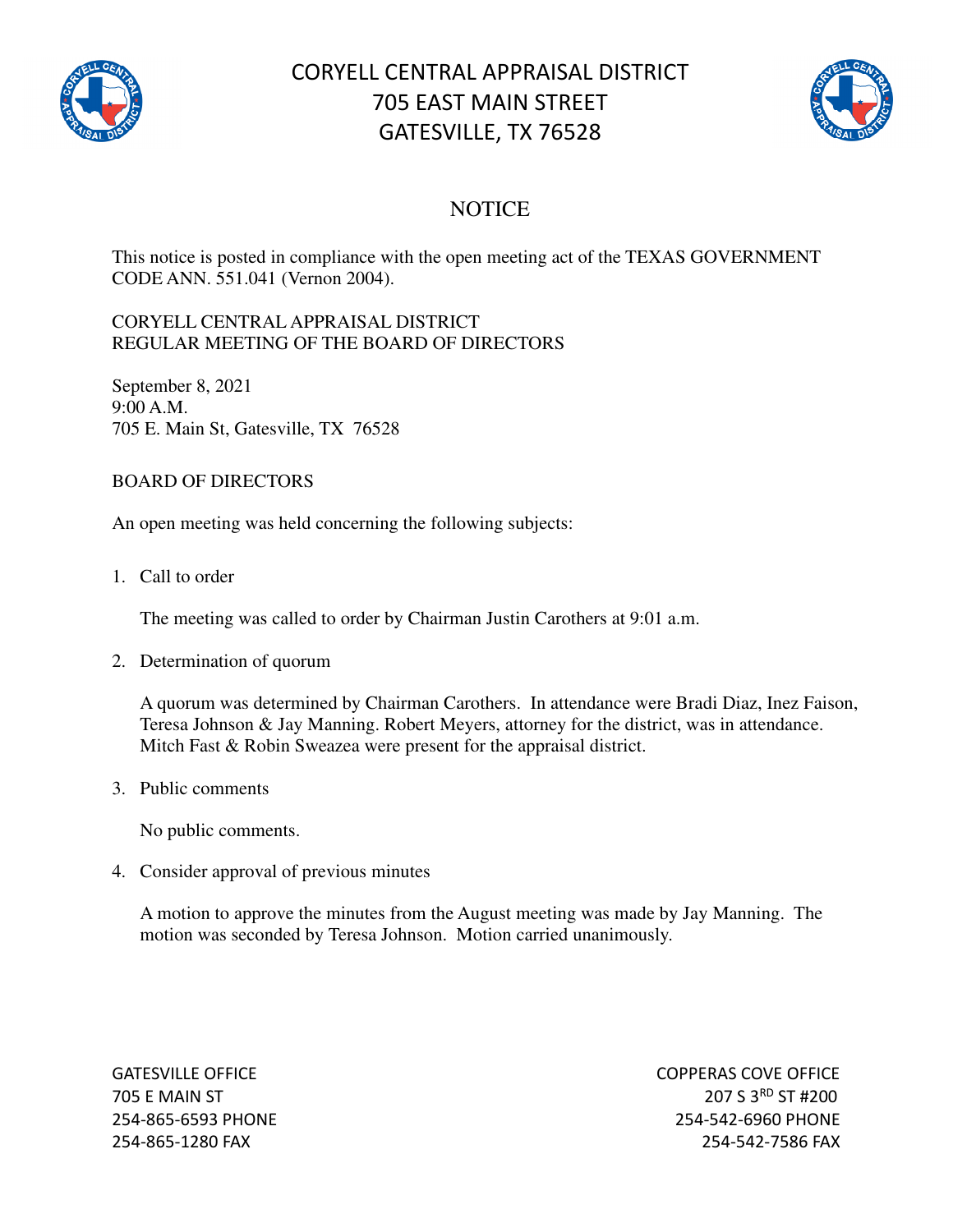# CORYELL CENTRAL APPRAISAL DISTRICT
# 705 EAST MAIN STREET
# GATESVILLE, TX 76528

## NOTICE

This notice is posted in compliance with the open meeting act of the TEXAS GOVERNMENT CODE ANN. 551.041 (Vernon 2004).

CORYELL CENTRAL APPRAISAL DISTRICT
REGULAR MEETING OF THE BOARD OF DIRECTORS

September 8, 2021
9:00 A.M.
705 E. Main St, Gatesville, TX 76528

BOARD OF DIRECTORS

An open meeting was held concerning the following subjects:

1. Call to order

   The meeting was called to order by Chairman Justin Carothers at 9:01 a.m.

2. Determination of quorum

   A quorum was determined by Chairman Carothers. In attendance were Bradi Diaz, Inez Faison, Teresa Johnson & Jay Manning. Robert Meyers, attorney for the district, was in attendance. Mitch Fast & Robin Sweazea were present for the appraisal district.

3. Public comments

   No public comments.

4. Consider approval of previous minutes

   A motion to approve the minutes from the August meeting was made by Jay Manning. The motion was seconded by Teresa Johnson. Motion carried unanimously.

GATESVILLE OFFICE
705 E MAIN ST
254-865-6593 PHONE
254-865-1280 FAX

COPPERAS COVE OFFICE
207 S 3RD ST #200
254-542-6960 PHONE
254-542-7586 FAX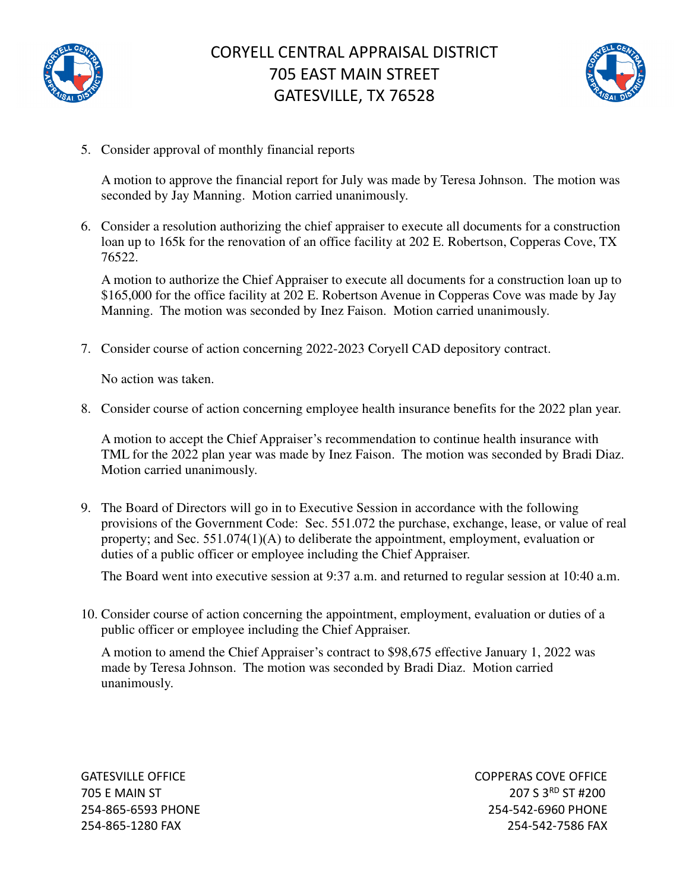5. Consider approval of monthly financial reports

   A motion to approve the financial report for July was made by Teresa Johnson. The motion was seconded by Jay Manning. Motion carried unanimously.

6. Consider a resolution authorizing the chief appraiser to execute all documents for a construction loan up to 165k for the renovation of an office facility at 202 E. Robertson, Copperas Cove, TX 76522.

   A motion to authorize the Chief Appraiser to execute all documents for a construction loan up to $165,000 for the office facility at 202 E. Robertson Avenue in Copperas Cove was made by Jay Manning. The motion was seconded by Inez Faison. Motion carried unanimously.

7. Consider course of action concerning 2022-2023 Coryell CAD depository contract.

   No action was taken.

8. Consider course of action concerning employee health insurance benefits for the 2022 plan year.

   A motion to accept the Chief Appraiser's recommendation to continue health insurance with TML for the 2022 plan year was made by Inez Faison. The motion was seconded by Bradi Diaz. Motion carried unanimously.

9. The Board of Directors will go in to Executive Session in accordance with the following provisions of the Government Code: Sec. 551.072 the purchase, exchange, lease, or value of real property; and Sec. 551.074(1)(A) to deliberate the appointment, employment, evaluation or duties of a public officer or employee including the Chief Appraiser.

   The Board went into executive session at 9:37 a.m. and returned to regular session at 10:40 a.m.

10. Consider course of action concerning the appointment, employment, evaluation or duties of a public officer or employee including the Chief Appraiser.

    A motion to amend the Chief Appraiser's contract to $98,675 effective January 1, 2022 was made by Teresa Johnson. The motion was seconded by Bradi Diaz. Motion carried unanimously.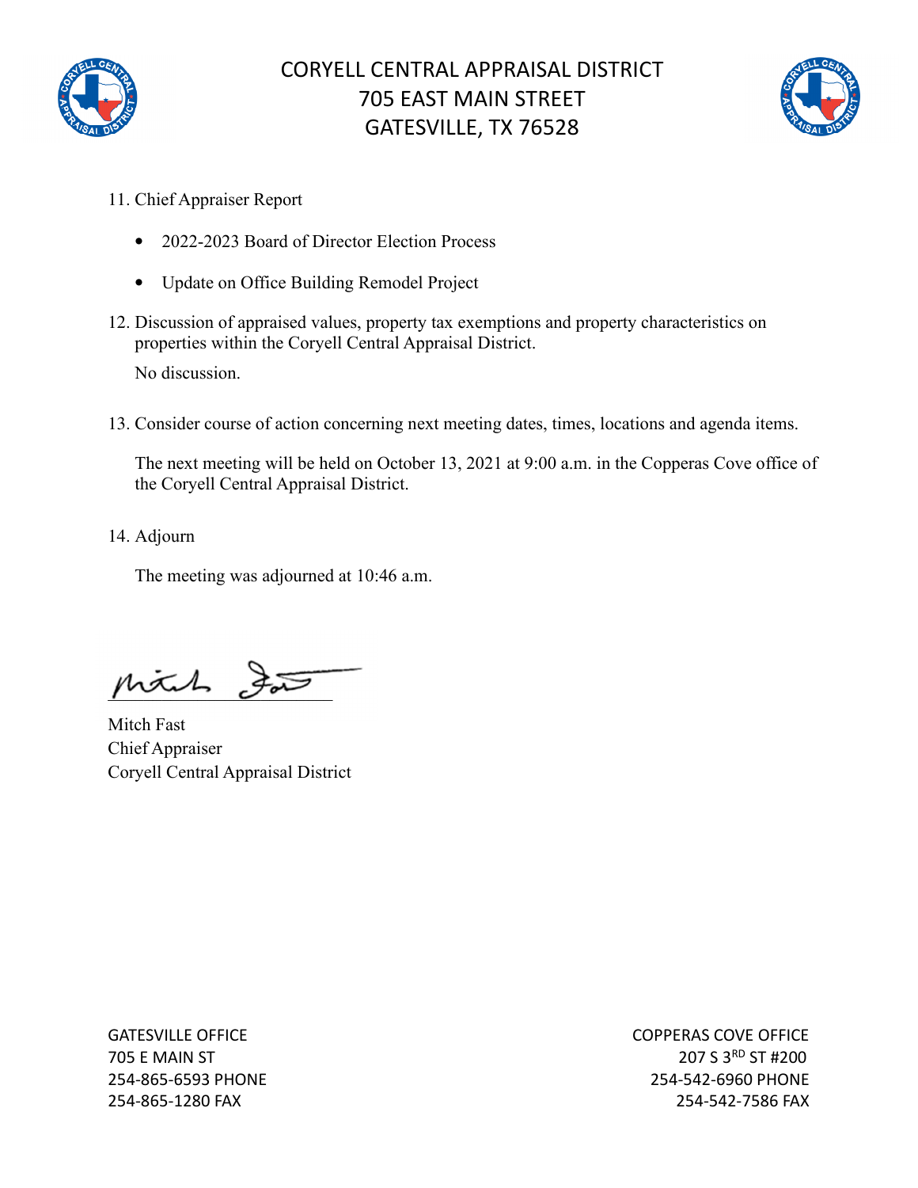CORYELL CENTRAL APPRAISAL DISTRICT
705 EAST MAIN STREET
GATESVILLE, TX 76528

11. Chief Appraiser Report

    - 2022-2023 Board of Director Election Process
    - Update on Office Building Remodel Project

12. Discussion of appraised values, property tax exemptions and property characteristics on properties within the Coryell Central Appraisal District.

    No discussion.

13. Consider course of action concerning next meeting dates, times, locations and agenda items.

    The next meeting will be held on October 13, 2021 at 9:00 a.m. in the Copperas Cove office of the Coryell Central Appraisal District.

14. Adjourn

    The meeting was adjourned at 10:46 a.m.

Mitch Fast
Chief Appraiser
Coryell Central Appraisal District

GATESVILLE OFFICE
705 E MAIN ST
254-865-6593 PHONE
254-865-1280 FAX

COPPERAS COVE OFFICE
207 S 3RD ST #200
254-542-6960 PHONE
254-542-7586 FAX